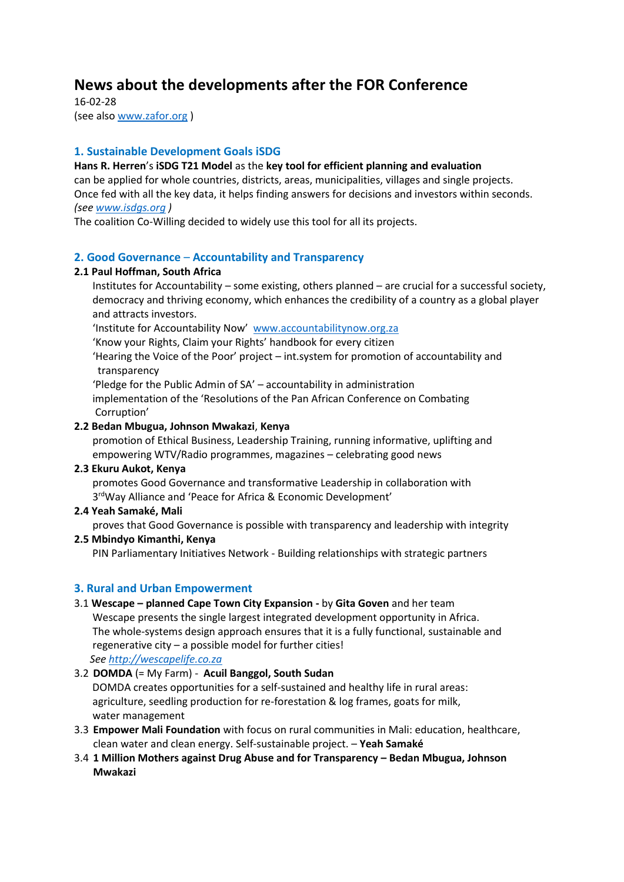# News about the developments after the FOR Conference

16-02-28
(see also www.zafor.org )

## 1. Sustainable Development Goals iSDG

**Hans R. Herren**'s **iSDG T21 Model** as the **key tool for efficient planning and evaluation** can be applied for whole countries, districts, areas, municipalities, villages and single projects. Once fed with all the key data, it helps finding answers for decisions and investors within seconds. *(see www.isdgs.org )*
The coalition Co-Willing decided to widely use this tool for all its projects.

## 2. Good Governance – Accountability and Transparency

### 2.1 Paul Hoffman, South Africa

Institutes for Accountability – some existing, others planned – are crucial for a successful society, democracy and thriving economy, which enhances the credibility of a country as a global player and attracts investors.
'Institute for Accountability Now' www.accountabilitynow.org.za
'Know your Rights, Claim your Rights' handbook for every citizen
'Hearing the Voice of the Poor' project – int.system for promotion of accountability and transparency
'Pledge for the Public Admin of SA' – accountability in administration
implementation of the 'Resolutions of the Pan African Conference on Combating Corruption'

### 2.2 Bedan Mbugua, Johnson Mwakazi, Kenya

promotion of Ethical Business, Leadership Training, running informative, uplifting and empowering WTV/Radio programmes, magazines – celebrating good news

### 2.3 Ekuru Aukot, Kenya

promotes Good Governance and transformative Leadership in collaboration with 3rdWay Alliance and 'Peace for Africa & Economic Development'

### 2.4 Yeah Samaké, Mali

proves that Good Governance is possible with transparency and leadership with integrity

### 2.5 Mbindyo Kimanthi, Kenya

PIN Parliamentary Initiatives Network - Building relationships with strategic partners

## 3. Rural and Urban Empowerment

3.1 **Wescape – planned Cape Town City Expansion -** by **Gita Goven** and her team
Wescape presents the single largest integrated development opportunity in Africa. The whole-systems design approach ensures that it is a fully functional, sustainable and regenerative city – a possible model for further cities!
*See http://wescapelife.co.za*

3.2 **DOMDA** (= My Farm) - **Acuil Banggol, South Sudan**
DOMDA creates opportunities for a self-sustained and healthy life in rural areas: agriculture, seedling production for re-forestation & log frames, goats for milk, water management

3.3 **Empower Mali Foundation** with focus on rural communities in Mali: education, healthcare, clean water and clean energy. Self-sustainable project. – **Yeah Samaké**

3.4 **1 Million Mothers against Drug Abuse and for Transparency – Bedan Mbugua, Johnson Mwakazi**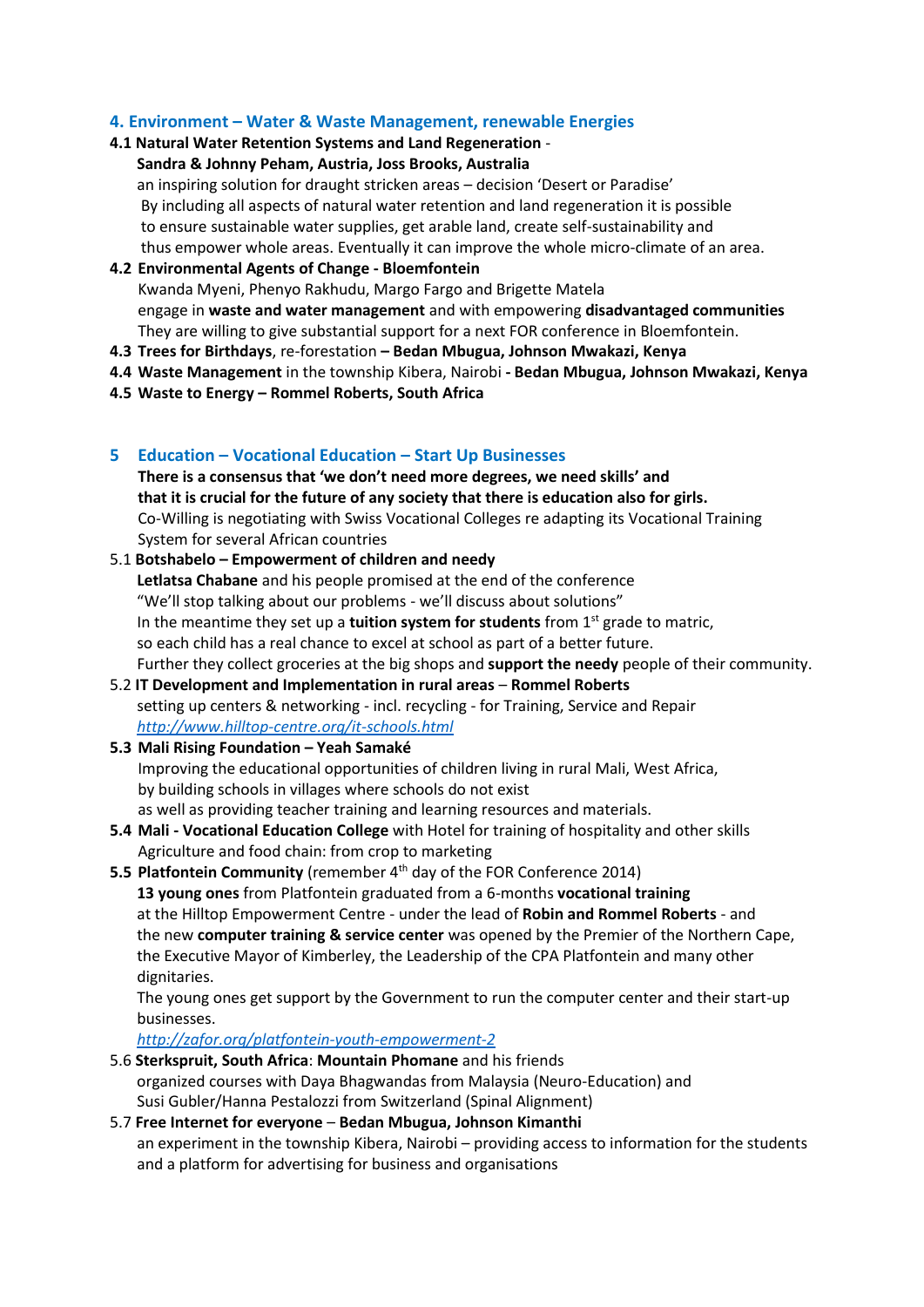## 4. Environment – Water & Waste Management, renewable Energies

**4.1 Natural Water Retention Systems and Land Regeneration** -
**Sandra & Johnny Peham, Austria, Joss Brooks, Australia**
an inspiring solution for draught stricken areas – decision 'Desert or Paradise'
By including all aspects of natural water retention and land regeneration it is possible to ensure sustainable water supplies, get arable land, create self-sustainability and thus empower whole areas. Eventually it can improve the whole micro-climate of an area.

**4.2 Environmental Agents of Change - Bloemfontein**
Kwanda Myeni, Phenyo Rakhudu, Margo Fargo and Brigette Matela
engage in **waste and water management** and with empowering **disadvantaged communities**
They are willing to give substantial support for a next FOR conference in Bloemfontein.

**4.3 Trees for Birthdays**, re-forestation **– Bedan Mbugua, Johnson Mwakazi, Kenya**

**4.4 Waste Management** in the township Kibera, Nairobi **- Bedan Mbugua, Johnson Mwakazi, Kenya**

**4.5 Waste to Energy – Rommel Roberts, South Africa**

## 5 Education – Vocational Education – Start Up Businesses

**There is a consensus that 'we don't need more degrees, we need skills' and that it is crucial for the future of any society that there is education also for girls.**
Co-Willing is negotiating with Swiss Vocational Colleges re adapting its Vocational Training System for several African countries

5.1 **Botshabelo – Empowerment of children and needy**
**Letlatsa Chabane** and his people promised at the end of the conference
"We'll stop talking about our problems - we'll discuss about solutions"
In the meantime they set up a **tuition system for students** from 1st grade to matric, so each child has a real chance to excel at school as part of a better future.
Further they collect groceries at the big shops and **support the needy** people of their community.

5.2 **IT Development and Implementation in rural areas** – **Rommel Roberts**
setting up centers & networking - incl. recycling - for Training, Service and Repair
*http://www.hilltop-centre.org/it-schools.html*

**5.3 Mali Rising Foundation – Yeah Samaké**
Improving the educational opportunities of children living in rural Mali, West Africa, by building schools in villages where schools do not exist as well as providing teacher training and learning resources and materials.

**5.4 Mali - Vocational Education College** with Hotel for training of hospitality and other skills
Agriculture and food chain: from crop to marketing

**5.5 Platfontein Community** (remember 4th day of the FOR Conference 2014)
**13 young ones** from Platfontein graduated from a 6-months **vocational training** at the Hilltop Empowerment Centre - under the lead of **Robin and Rommel Roberts** - and the new **computer training & service center** was opened by the Premier of the Northern Cape, the Executive Mayor of Kimberley, the Leadership of the CPA Platfontein and many other dignitaries.
The young ones get support by the Government to run the computer center and their start-up businesses.
*http://zafor.org/platfontein-youth-empowerment-2*

5.6 **Sterkspruit, South Africa**: **Mountain Phomane** and his friends
organized courses with Daya Bhagwandas from Malaysia (Neuro-Education) and Susi Gubler/Hanna Pestalozzi from Switzerland (Spinal Alignment)

5.7 **Free Internet for everyone** – **Bedan Mbugua, Johnson Kimanthi**
an experiment in the township Kibera, Nairobi – providing access to information for the students and a platform for advertising for business and organisations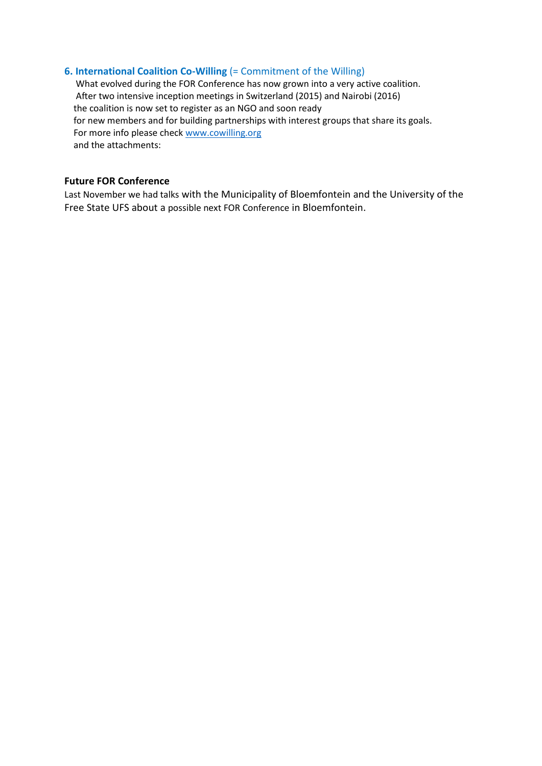### **6. International Coalition Co-Willing** (= Commitment of the Willing)

What evolved during the FOR Conference has now grown into a very active coalition.
After two intensive inception meetings in Switzerland (2015) and Nairobi (2016)
the coalition is now set to register as an NGO and soon ready
for new members and for building partnerships with interest groups that share its goals.
For more info please check www.cowilling.org
and the attachments:

**Future FOR Conference**

Last November we had talks with the Municipality of Bloemfontein and the University of the Free State UFS about a possible next FOR Conference in Bloemfontein.